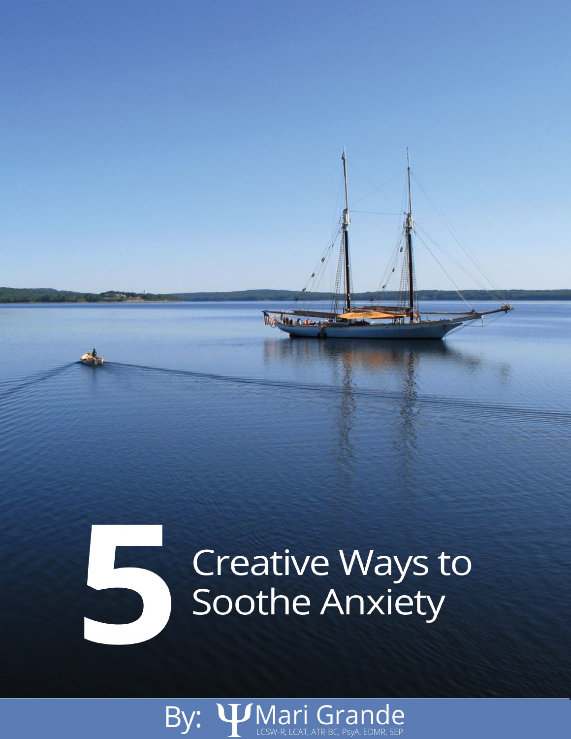# 5 Creative Ways to Soothe Anxiety

By: Ψ Mari Grande

LCSW-R, LCAT, ATR-BC, PsyA, EDMR, SEP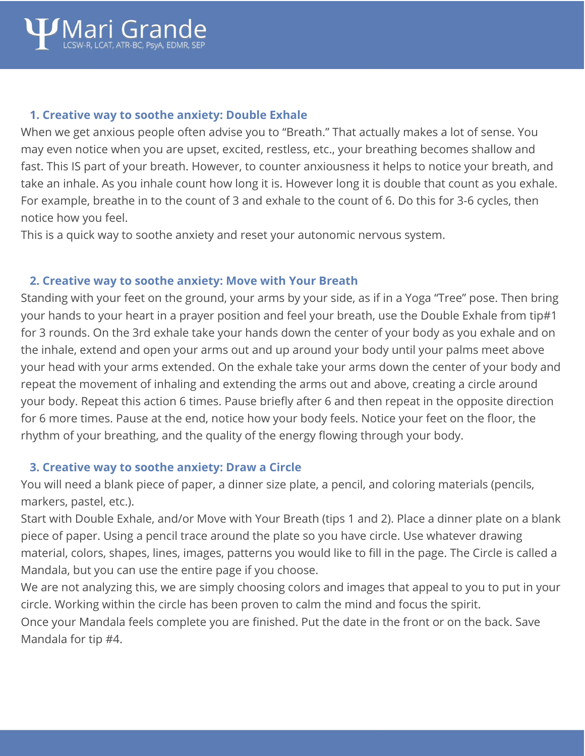### 1. Creative way to soothe anxiety: Double Exhale

When we get anxious people often advise you to "Breath." That actually makes a lot of sense. You may even notice when you are upset, excited, restless, etc., your breathing becomes shallow and fast. This IS part of your breath. However, to counter anxiousness it helps to notice your breath, and take an inhale. As you inhale count how long it is. However long it is double that count as you exhale. For example, breathe in to the count of 3 and exhale to the count of 6. Do this for 3-6 cycles, then notice how you feel.

This is a quick way to soothe anxiety and reset your autonomic nervous system.

### 2. Creative way to soothe anxiety: Move with Your Breath

Standing with your feet on the ground, your arms by your side, as if in a Yoga "Tree" pose. Then bring your hands to your heart in a prayer position and feel your breath, use the Double Exhale from tip#1 for 3 rounds. On the 3rd exhale take your hands down the center of your body as you exhale and on the inhale, extend and open your arms out and up around your body until your palms meet above your head with your arms extended. On the exhale take your arms down the center of your body and repeat the movement of inhaling and extending the arms out and above, creating a circle around your body. Repeat this action 6 times. Pause briefly after 6 and then repeat in the opposite direction for 6 more times. Pause at the end, notice how your body feels. Notice your feet on the floor, the rhythm of your breathing, and the quality of the energy flowing through your body.

### 3. Creative way to soothe anxiety: Draw a Circle

You will need a blank piece of paper, a dinner size plate, a pencil, and coloring materials (pencils, markers, pastel, etc.).

Start with Double Exhale, and/or Move with Your Breath (tips 1 and 2). Place a dinner plate on a blank piece of paper. Using a pencil trace around the plate so you have circle. Use whatever drawing material, colors, shapes, lines, images, patterns you would like to fill in the page. The Circle is called a Mandala, but you can use the entire page if you choose.

We are not analyzing this, we are simply choosing colors and images that appeal to you to put in your circle. Working within the circle has been proven to calm the mind and focus the spirit.

Once your Mandala feels complete you are finished. Put the date in the front or on the back. Save Mandala for tip #4.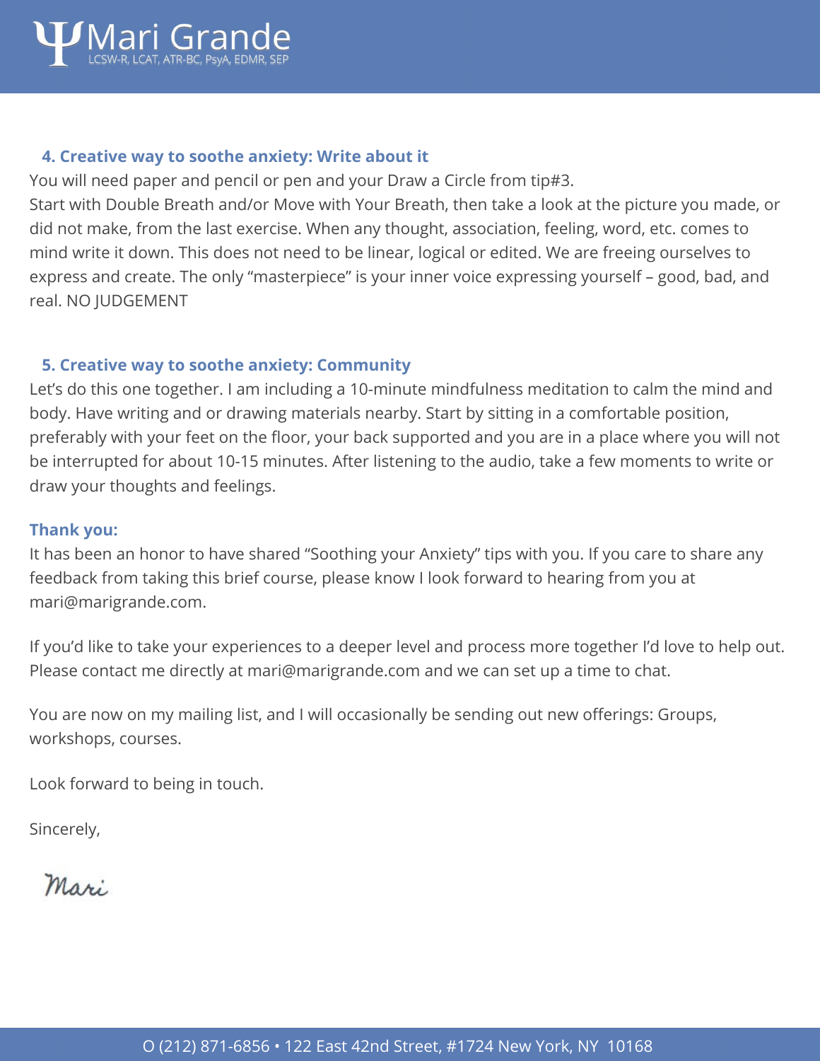### 4. Creative way to soothe anxiety: Write about it

You will need paper and pencil or pen and your Draw a Circle from tip#3.
Start with Double Breath and/or Move with Your Breath, then take a look at the picture you made, or did not make, from the last exercise. When any thought, association, feeling, word, etc. comes to mind write it down. This does not need to be linear, logical or edited. We are freeing ourselves to express and create. The only "masterpiece" is your inner voice expressing yourself – good, bad, and real. NO JUDGEMENT

### 5. Creative way to soothe anxiety: Community

Let's do this one together. I am including a 10-minute mindfulness meditation to calm the mind and body. Have writing and or drawing materials nearby. Start by sitting in a comfortable position, preferably with your feet on the floor, your back supported and you are in a place where you will not be interrupted for about 10-15 minutes. After listening to the audio, take a few moments to write or draw your thoughts and feelings.

### Thank you:

It has been an honor to have shared "Soothing your Anxiety" tips with you. If you care to share any feedback from taking this brief course, please know I look forward to hearing from you at mari@marigrande.com.

If you'd like to take your experiences to a deeper level and process more together I'd love to help out. Please contact me directly at mari@marigrande.com and we can set up a time to chat.

You are now on my mailing list, and I will occasionally be sending out new offerings: Groups, workshops, courses.

Look forward to being in touch.

Sincerely,

Mari